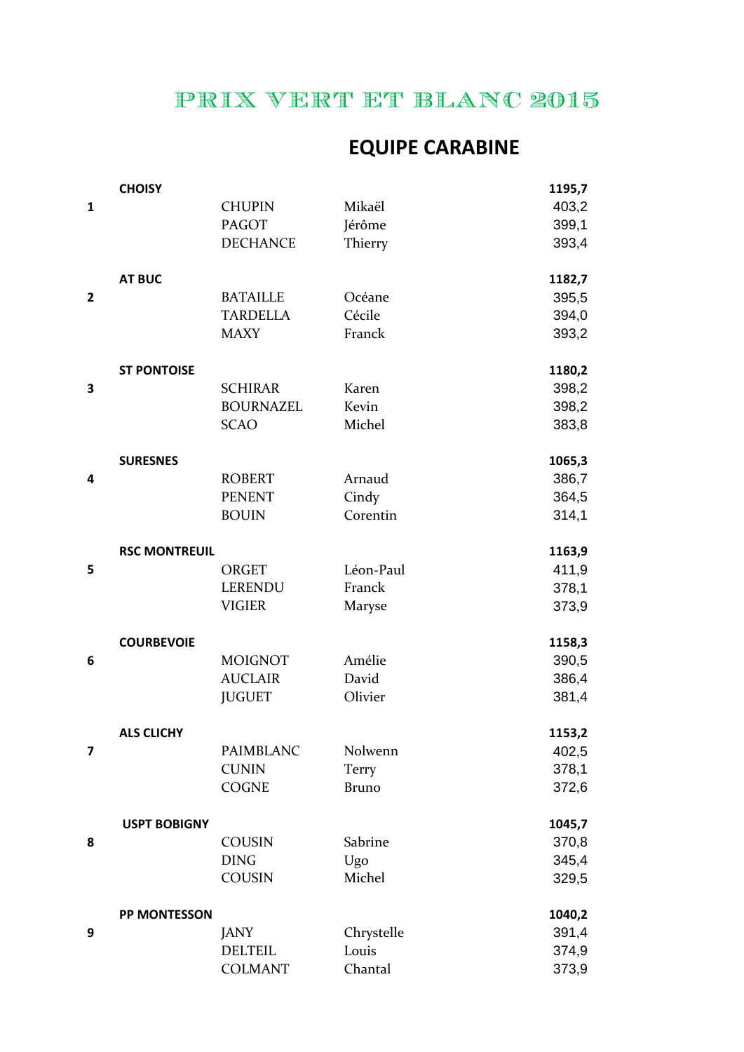# PRIX VERT ET BLANC 2015

## EQUIPE CARABINE

| Rang | Club / Nom | Prénom | Score |
|---|---|---|---|
| | **CHOISY** | | **1195,7** |
| **1** | CHUPIN | Mikaël | 403,2 |
| | PAGOT | Jérôme | 399,1 |
| | DECHANCE | Thierry | 393,4 |
| | **AT BUC** | | **1182,7** |
| **2** | BATAILLE | Océane | 395,5 |
| | TARDELLA | Cécile | 394,0 |
| | MAXY | Franck | 393,2 |
| | **ST PONTOISE** | | **1180,2** |
| **3** | SCHIRAR | Karen | 398,2 |
| | BOURNAZEL | Kevin | 398,2 |
| | SCAO | Michel | 383,8 |
| | **SURESNES** | | **1065,3** |
| **4** | ROBERT | Arnaud | 386,7 |
| | PENENT | Cindy | 364,5 |
| | BOUIN | Corentin | 314,1 |
| | **RSC MONTREUIL** | | **1163,9** |
| **5** | ORGET | Léon-Paul | 411,9 |
| | LERENDU | Franck | 378,1 |
| | VIGIER | Maryse | 373,9 |
| | **COURBEVOIE** | | **1158,3** |
| **6** | MOIGNOT | Amélie | 390,5 |
| | AUCLAIR | David | 386,4 |
| | JUGUET | Olivier | 381,4 |
| | **ALS CLICHY** | | **1153,2** |
| **7** | PAIMBLANC | Nolwenn | 402,5 |
| | CUNIN | Terry | 378,1 |
| | COGNE | Bruno | 372,6 |
| | **USPT BOBIGNY** | | **1045,7** |
| **8** | COUSIN | Sabrine | 370,8 |
| | DING | Ugo | 345,4 |
| | COUSIN | Michel | 329,5 |
| | **PP MONTESSON** | | **1040,2** |
| **9** | JANY | Chrystelle | 391,4 |
| | DELTEIL | Louis | 374,9 |
| | COLMANT | Chantal | 373,9 |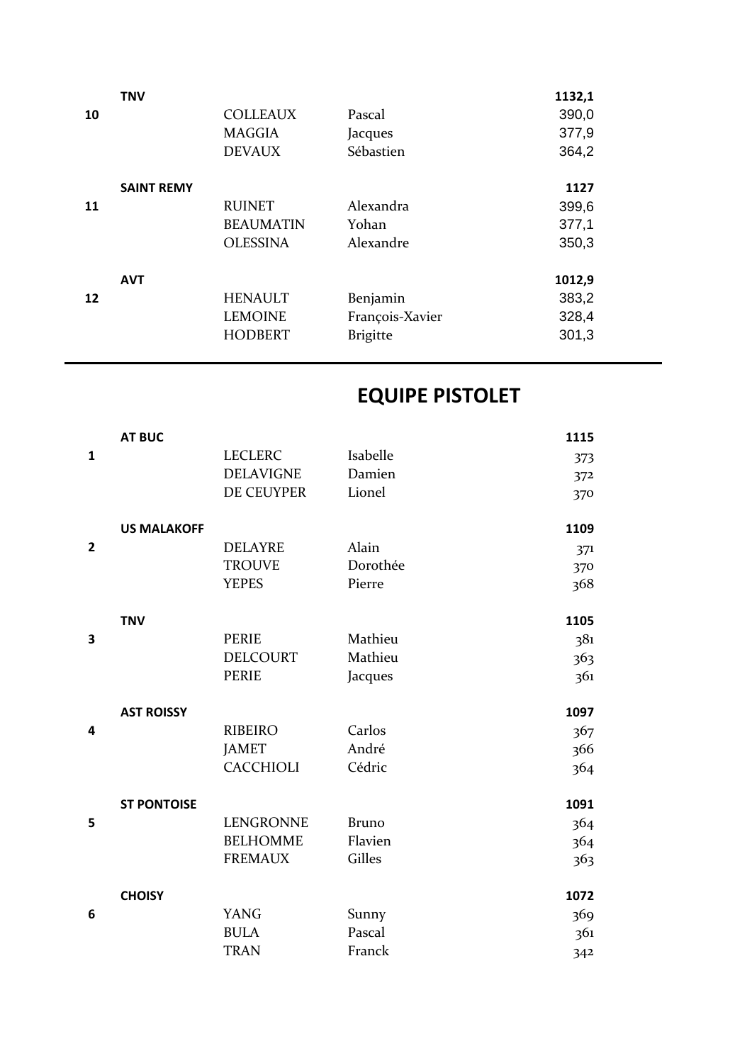| Rang | Club | Nom | Prénom | Score |
|---|---|---|---|---|
| | TNV | | | 1132,1 |
| 10 | | COLLEAUX | Pascal | 390,0 |
| | | MAGGIA | Jacques | 377,9 |
| | | DEVAUX | Sébastien | 364,2 |
| | SAINT REMY | | | 1127 |
| 11 | | RUINET | Alexandra | 399,6 |
| | | BEAUMATIN | Yohan | 377,1 |
| | | OLESSINA | Alexandre | 350,3 |
| | AVT | | | 1012,9 |
| 12 | | HENAULT | Benjamin | 383,2 |
| | | LEMOINE | François-Xavier | 328,4 |
| | | HODBERT | Brigitte | 301,3 |

---

## EQUIPE PISTOLET

| Rang | Club | Nom | Prénom | Score |
|---|---|---|---|---|
| | AT BUC | | | 1115 |
| 1 | | LECLERC | Isabelle | 373 |
| | | DELAVIGNE | Damien | 372 |
| | | DE CEUYPER | Lionel | 370 |
| | US MALAKOFF | | | 1109 |
| 2 | | DELAYRE | Alain | 371 |
| | | TROUVE | Dorothée | 370 |
| | | YEPES | Pierre | 368 |
| | TNV | | | 1105 |
| 3 | | PERIE | Mathieu | 381 |
| | | DELCOURT | Mathieu | 363 |
| | | PERIE | Jacques | 361 |
| | AST ROISSY | | | 1097 |
| 4 | | RIBEIRO | Carlos | 367 |
| | | JAMET | André | 366 |
| | | CACCHIOLI | Cédric | 364 |
| | ST PONTOISE | | | 1091 |
| 5 | | LENGRONNE | Bruno | 364 |
| | | BELHOMME | Flavien | 364 |
| | | FREMAUX | Gilles | 363 |
| | CHOISY | | | 1072 |
| 6 | | YANG | Sunny | 369 |
| | | BULA | Pascal | 361 |
| | | TRAN | Franck | 342 |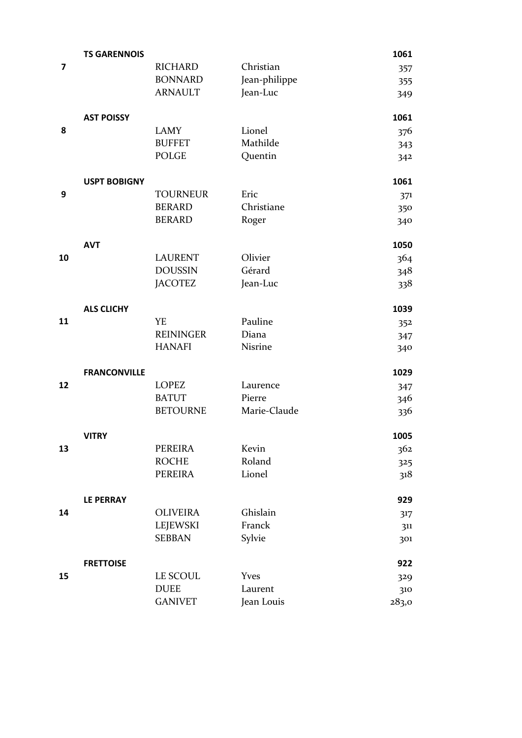| | | | | |
|---|---|---|---|---|
| | **TS GARENNOIS** | | | **1061** |
| **7** | | RICHARD | Christian | 357 |
| | | BONNARD | Jean-philippe | 355 |
| | | ARNAULT | Jean-Luc | 349 |
| | **AST POISSY** | | | **1061** |
| **8** | | LAMY | Lionel | 376 |
| | | BUFFET | Mathilde | 343 |
| | | POLGE | Quentin | 342 |
| | **USPT BOBIGNY** | | | **1061** |
| **9** | | TOURNEUR | Eric | 371 |
| | | BERARD | Christiane | 350 |
| | | BERARD | Roger | 340 |
| | **AVT** | | | **1050** |
| **10** | | LAURENT | Olivier | 364 |
| | | DOUSSIN | Gérard | 348 |
| | | JACOTEZ | Jean-Luc | 338 |
| | **ALS CLICHY** | | | **1039** |
| **11** | | YE | Pauline | 352 |
| | | REININGER | Diana | 347 |
| | | HANAFI | Nisrine | 340 |
| | **FRANCONVILLE** | | | **1029** |
| **12** | | LOPEZ | Laurence | 347 |
| | | BATUT | Pierre | 346 |
| | | BETOURNE | Marie-Claude | 336 |
| | **VITRY** | | | **1005** |
| **13** | | PEREIRA | Kevin | 362 |
| | | ROCHE | Roland | 325 |
| | | PEREIRA | Lionel | 318 |
| | **LE PERRAY** | | | **929** |
| **14** | | OLIVEIRA | Ghislain | 317 |
| | | LEJEWSKI | Franck | 311 |
| | | SEBBAN | Sylvie | 301 |
| | **FRETTOISE** | | | **922** |
| **15** | | LE SCOUL | Yves | 329 |
| | | DUEE | Laurent | 310 |
| | | GANIVET | Jean Louis | 283,0 |